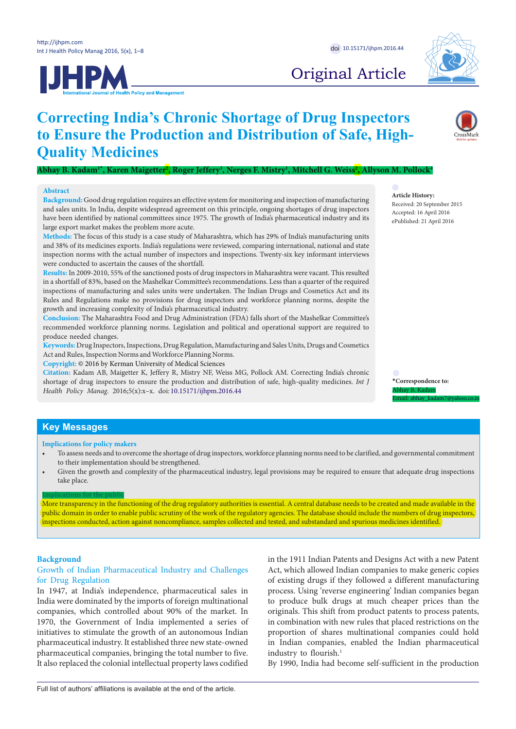Original Article

# Correcting India's Chronic Shortage of Drug Inspectors to Ensure the Production and Distribution of Safe, High-Quality Medicines

**Abhay B. Kadam[1*], Karen Maigetter[2], Roger Jeffery[3], Nerges F. Mistry[1], Mitchell G. Weiss[2], Allyson M. Pollock[4]**

## Abstract

**Background:** Good drug regulation requires an effective system for monitoring and inspection of manufacturing and sales units. In India, despite widespread agreement on this principle, ongoing shortages of drug inspectors have been identified by national committees since 1975. The growth of India's pharmaceutical industry and its large export market makes the problem more acute.

**Methods:** The focus of this study is a case study of Maharashtra, which has 29% of India's manufacturing units and 38% of its medicines exports. India's regulations were reviewed, comparing international, national and state inspection norms with the actual number of inspectors and inspections. Twenty-six key informant interviews were conducted to ascertain the causes of the shortfall.

**Results:** In 2009-2010, 55% of the sanctioned posts of drug inspectors in Maharashtra were vacant. This resulted in a shortfall of 83%, based on the Mashelkar Committee's recommendations. Less than a quarter of the required inspections of manufacturing and sales units were undertaken. The Indian Drugs and Cosmetics Act and its Rules and Regulations make no provisions for drug inspectors and workforce planning norms, despite the growth and increasing complexity of India's pharmaceutical industry.

**Conclusion:** The Maharashtra Food and Drug Administration (FDA) falls short of the Mashelkar Committee's recommended workforce planning norms. Legislation and political and operational support are required to produce needed changes.

**Keywords:** Drug Inspectors, Inspections, Drug Regulation, Manufacturing and Sales Units, Drugs and Cosmetics Act and Rules, Inspection Norms and Workforce Planning Norms.

**Copyright:** © 2016 by Kerman University of Medical Sciences

**Citation:** Kadam AB, Maigetter K, Jeffery R, Mistry NF, Weiss MG, Pollock AM. Correcting India's chronic shortage of drug inspectors to ensure the production and distribution of safe, high-quality medicines. *Int J Health Policy Manag.* 2016;5(x):x–x. doi:10.15171/ijhpm.2016.44

**Article History:**
Received: 20 September 2015
Accepted: 16 April 2016
ePublished: 21 April 2016

**\*Correspondence to:**
Abhay B. Kadam
Email: abhay_kadam7@yahoo.co.in

## Key Messages

**Implications for policy makers**

- To assess needs and to overcome the shortage of drug inspectors, workforce planning norms need to be clarified, and governmental commitment to their implementation should be strengthened.
- Given the growth and complexity of the pharmaceutical industry, legal provisions may be required to ensure that adequate drug inspections take place.

**Implications for the public**

More transparency in the functioning of the drug regulatory authorities is essential. A central database needs to be created and made available in the public domain in order to enable public scrutiny of the work of the regulatory agencies. The database should include the numbers of drug inspectors, inspections conducted, action against noncompliance, samples collected and tested, and substandard and spurious medicines identified.

## Background

### Growth of Indian Pharmaceutical Industry and Challenges for Drug Regulation

In 1947, at India's independence, pharmaceutical sales in India were dominated by the imports of foreign multinational companies, which controlled about 90% of the market. In 1970, the Government of India implemented a series of initiatives to stimulate the growth of an autonomous Indian pharmaceutical industry. It established three new state-owned pharmaceutical companies, bringing the total number to five. It also replaced the colonial intellectual property laws codified in the 1911 Indian Patents and Designs Act with a new Patent Act, which allowed Indian companies to make generic copies of existing drugs if they followed a different manufacturing process. Using 'reverse engineering' Indian companies began to produce bulk drugs at much cheaper prices than the originals. This shift from product patents to process patents, in combination with new rules that placed restrictions on the proportion of shares multinational companies could hold in Indian companies, enabled the Indian pharmaceutical industry to flourish.[1]

By 1990, India had become self-sufficient in the production

Full list of authors' affiliations is available at the end of the article.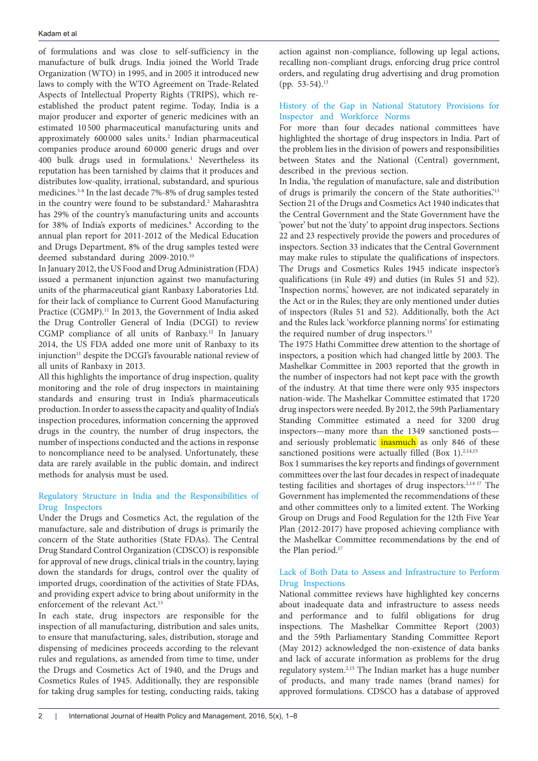of formulations and was close to self-sufficiency in the manufacture of bulk drugs. India joined the World Trade Organization (WTO) in 1995, and in 2005 it introduced new laws to comply with the WTO Agreement on Trade-Related Aspects of Intellectual Property Rights (TRIPS), which re-established the product patent regime. Today, India is a major producer and exporter of generic medicines with an estimated 10 500 pharmaceutical manufacturing units and approximately 600 000 sales units.[2] Indian pharmaceutical companies produce around 60 000 generic drugs and over 400 bulk drugs used in formulations.[1] Nevertheless its reputation has been tarnished by claims that it produces and distributes low-quality, irrational, substandard, and spurious medicines.[3-8] In the last decade 7%-8% of drug samples tested in the country were found to be substandard.[2] Maharashtra has 29% of the country's manufacturing units and accounts for 38% of India's exports of medicines.[9] According to the annual plan report for 2011-2012 of the Medical Education and Drugs Department, 8% of the drug samples tested were deemed substandard during 2009-2010.[10]

In January 2012, the US Food and Drug Administration (FDA) issued a permanent injunction against two manufacturing units of the pharmaceutical giant Ranbaxy Laboratories Ltd. for their lack of compliance to Current Good Manufacturing Practice (CGMP).[11] In 2013, the Government of India asked the Drug Controller General of India (DCGI) to review CGMP compliance of all units of Ranbaxy.[12] In January 2014, the US FDA added one more unit of Ranbaxy to its injunction[11] despite the DCGI's favourable national review of all units of Ranbaxy in 2013.

All this highlights the importance of drug inspection, quality monitoring and the role of drug inspectors in maintaining standards and ensuring trust in India's pharmaceuticals production. In order to assess the capacity and quality of India's inspection procedures, information concerning the approved drugs in the country, the number of drug inspectors, the number of inspections conducted and the actions in response to noncompliance need to be analysed. Unfortunately, these data are rarely available in the public domain, and indirect methods for analysis must be used.

## Regulatory Structure in India and the Responsibilities of Drug Inspectors

Under the Drugs and Cosmetics Act, the regulation of the manufacture, sale and distribution of drugs is primarily the concern of the State authorities (State FDAs). The Central Drug Standard Control Organization (CDSCO) is responsible for approval of new drugs, clinical trials in the country, laying down the standards for drugs, control over the quality of imported drugs, coordination of the activities of State FDAs, and providing expert advice to bring about uniformity in the enforcement of the relevant Act.[13]

In each state, drug inspectors are responsible for the inspection of all manufacturing, distribution and sales units, to ensure that manufacturing, sales, distribution, storage and dispensing of medicines proceeds according to the relevant rules and regulations, as amended from time to time, under the Drugs and Cosmetics Act of 1940, and the Drugs and Cosmetics Rules of 1945. Additionally, they are responsible for taking drug samples for testing, conducting raids, taking action against non-compliance, following up legal actions, recalling non-compliant drugs, enforcing drug price control orders, and regulating drug advertising and drug promotion (pp. 53-54).[13]

## History of the Gap in National Statutory Provisions for Inspector and Workforce Norms

For more than four decades national committees have highlighted the shortage of drug inspectors in India. Part of the problem lies in the division of powers and responsibilities between States and the National (Central) government, described in the previous section.

In India, 'the regulation of manufacture, sale and distribution of drugs is primarily the concern of the State authorities.'[13] Section 21 of the Drugs and Cosmetics Act 1940 indicates that the Central Government and the State Government have the 'power' but not the 'duty' to appoint drug inspectors. Sections 22 and 23 respectively provide the powers and procedures of inspectors. Section 33 indicates that the Central Government may make rules to stipulate the qualifications of inspectors. The Drugs and Cosmetics Rules 1945 indicate inspector's qualifications (in Rule 49) and duties (in Rules 51 and 52). 'Inspection norms,' however, are not indicated separately in the Act or in the Rules; they are only mentioned under duties of inspectors (Rules 51 and 52). Additionally, both the Act and the Rules lack 'workforce planning norms' for estimating the required number of drug inspectors.[13]

The 1975 Hathi Committee drew attention to the shortage of inspectors, a position which had changed little by 2003. The Mashelkar Committee in 2003 reported that the growth in the number of inspectors had not kept pace with the growth of the industry. At that time there were only 935 inspectors nation-wide. The Mashelkar Committee estimated that 1720 drug inspectors were needed. By 2012, the 59th Parliamentary Standing Committee estimated a need for 3200 drug inspectors—many more than the 1349 sanctioned posts—and seriously problematic inasmuch as only 846 of these sanctioned positions were actually filled (Box 1).[2,14,15]

Box 1 summarises the key reports and findings of government committees over the last four decades in respect of inadequate testing facilities and shortages of drug inspectors.[2,14-17] The Government has implemented the recommendations of these and other committees only to a limited extent. The Working Group on Drugs and Food Regulation for the 12th Five Year Plan (2012-2017) have proposed achieving compliance with the Mashelkar Committee recommendations by the end of the Plan period.[17]

## Lack of Both Data to Assess and Infrastructure to Perform Drug Inspections

National committee reviews have highlighted key concerns about inadequate data and infrastructure to assess needs and performance and to fulfil obligations for drug inspections. The Mashelkar Committee Report (2003) and the 59th Parliamentary Standing Committee Report (May 2012) acknowledged the non-existence of data banks and lack of accurate information as problems for the drug regulatory system.[2,15] The Indian market has a huge number of products, and many trade names (brand names) for approved formulations. CDSCO has a database of approved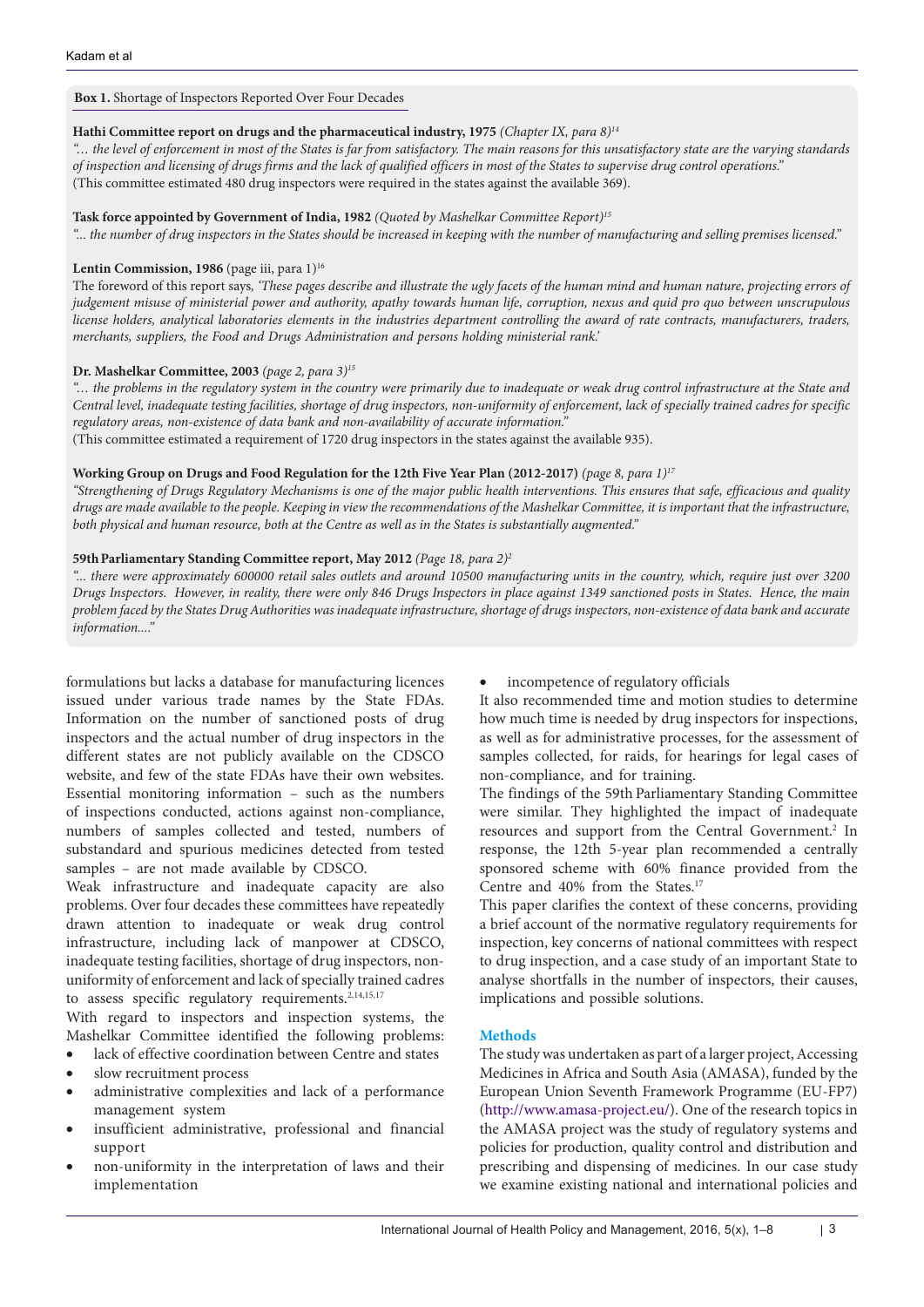**Box 1.** Shortage of Inspectors Reported Over Four Decades

**Hathi Committee report on drugs and the pharmaceutical industry, 1975** *(Chapter IX, para 8)*[14]

*"… the level of enforcement in most of the States is far from satisfactory. The main reasons for this unsatisfactory state are the varying standards of inspection and licensing of drugs firms and the lack of qualified officers in most of the States to supervise drug control operations."*
(This committee estimated 480 drug inspectors were required in the states against the available 369).

**Task force appointed by Government of India, 1982** *(Quoted by Mashelkar Committee Report)*[15]

*"... the number of drug inspectors in the States should be increased in keeping with the number of manufacturing and selling premises licensed."*

**Lentin Commission, 1986** (page iii, para 1)[16]

The foreword of this report says, *'These pages describe and illustrate the ugly facets of the human mind and human nature, projecting errors of judgement misuse of ministerial power and authority, apathy towards human life, corruption, nexus and quid pro quo between unscrupulous license holders, analytical laboratories elements in the industries department controlling the award of rate contracts, manufacturers, traders, merchants, suppliers, the Food and Drugs Administration and persons holding ministerial rank.'*

**Dr. Mashelkar Committee, 2003** *(page 2, para 3)*[15]

*"… the problems in the regulatory system in the country were primarily due to inadequate or weak drug control infrastructure at the State and Central level, inadequate testing facilities, shortage of drug inspectors, non-uniformity of enforcement, lack of specially trained cadres for specific regulatory areas, non-existence of data bank and non-availability of accurate information."*
(This committee estimated a requirement of 1720 drug inspectors in the states against the available 935).

**Working Group on Drugs and Food Regulation for the 12th Five Year Plan (2012-2017)** *(page 8, para 1)*[17]

*"Strengthening of Drugs Regulatory Mechanisms is one of the major public health interventions. This ensures that safe, efficacious and quality drugs are made available to the people. Keeping in view the recommendations of the Mashelkar Committee, it is important that the infrastructure, both physical and human resource, both at the Centre as well as in the States is substantially augmented."*

**59th Parliamentary Standing Committee report, May 2012** *(Page 18, para 2)*[2]

*"... there were approximately 600000 retail sales outlets and around 10500 manufacturing units in the country, which, require just over 3200 Drugs Inspectors. However, in reality, there were only 846 Drugs Inspectors in place against 1349 sanctioned posts in States. Hence, the main problem faced by the States Drug Authorities was inadequate infrastructure, shortage of drugs inspectors, non-existence of data bank and accurate information...."*

formulations but lacks a database for manufacturing licences issued under various trade names by the State FDAs. Information on the number of sanctioned posts of drug inspectors and the actual number of drug inspectors in the different states are not publicly available on the CDSCO website, and few of the state FDAs have their own websites. Essential monitoring information – such as the numbers of inspections conducted, actions against non-compliance, numbers of samples collected and tested, numbers of substandard and spurious medicines detected from tested samples – are not made available by CDSCO.

Weak infrastructure and inadequate capacity are also problems. Over four decades these committees have repeatedly drawn attention to inadequate or weak drug control infrastructure, including lack of manpower at CDSCO, inadequate testing facilities, shortage of drug inspectors, non-uniformity of enforcement and lack of specially trained cadres to assess specific regulatory requirements.[2,14,15,17]

With regard to inspectors and inspection systems, the Mashelkar Committee identified the following problems:

- lack of effective coordination between Centre and states
- slow recruitment process
- administrative complexities and lack of a performance management system
- insufficient administrative, professional and financial support
- non-uniformity in the interpretation of laws and their implementation
- incompetence of regulatory officials

It also recommended time and motion studies to determine how much time is needed by drug inspectors for inspections, as well as for administrative processes, for the assessment of samples collected, for raids, for hearings for legal cases of non-compliance, and for training.

The findings of the 59th Parliamentary Standing Committee were similar. They highlighted the impact of inadequate resources and support from the Central Government.[2] In response, the 12th 5-year plan recommended a centrally sponsored scheme with 60% finance provided from the Centre and 40% from the States.[17]

This paper clarifies the context of these concerns, providing a brief account of the normative regulatory requirements for inspection, key concerns of national committees with respect to drug inspection, and a case study of an important State to analyse shortfalls in the number of inspectors, their causes, implications and possible solutions.

## Methods

The study was undertaken as part of a larger project, Accessing Medicines in Africa and South Asia (AMASA), funded by the European Union Seventh Framework Programme (EU-FP7) (http://www.amasa-project.eu/). One of the research topics in the AMASA project was the study of regulatory systems and policies for production, quality control and distribution and prescribing and dispensing of medicines. In our case study we examine existing national and international policies and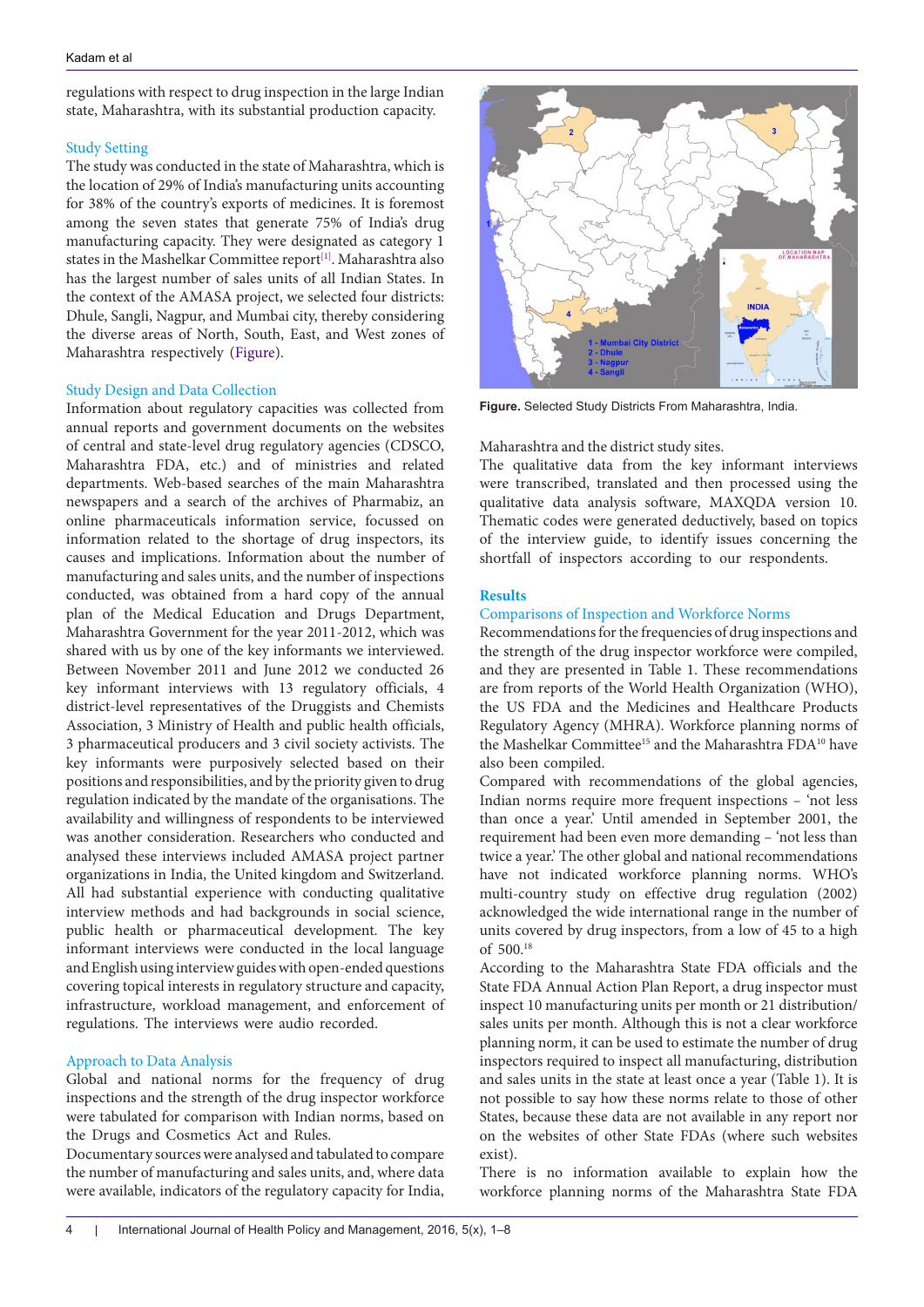regulations with respect to drug inspection in the large Indian state, Maharashtra, with its substantial production capacity.

### Study Setting

The study was conducted in the state of Maharashtra, which is the location of 29% of India's manufacturing units accounting for 38% of the country's exports of medicines. It is foremost among the seven states that generate 75% of India's drug manufacturing capacity. They were designated as category 1 states in the Mashelkar Committee report[1]. Maharashtra also has the largest number of sales units of all Indian States. In the context of the AMASA project, we selected four districts: Dhule, Sangli, Nagpur, and Mumbai city, thereby considering the diverse areas of North, South, East, and West zones of Maharashtra respectively (Figure).

### Study Design and Data Collection

Information about regulatory capacities was collected from annual reports and government documents on the websites of central and state-level drug regulatory agencies (CDSCO, Maharashtra FDA, etc.) and of ministries and related departments. Web-based searches of the main Maharashtra newspapers and a search of the archives of Pharmabiz, an online pharmaceuticals information service, focussed on information related to the shortage of drug inspectors, its causes and implications. Information about the number of manufacturing and sales units, and the number of inspections conducted, was obtained from a hard copy of the annual plan of the Medical Education and Drugs Department, Maharashtra Government for the year 2011-2012, which was shared with us by one of the key informants we interviewed. Between November 2011 and June 2012 we conducted 26 key informant interviews with 13 regulatory officials, 4 district-level representatives of the Druggists and Chemists Association, 3 Ministry of Health and public health officials, 3 pharmaceutical producers and 3 civil society activists. The key informants were purposively selected based on their positions and responsibilities, and by the priority given to drug regulation indicated by the mandate of the organisations. The availability and willingness of respondents to be interviewed was another consideration. Researchers who conducted and analysed these interviews included AMASA project partner organizations in India, the United kingdom and Switzerland. All had substantial experience with conducting qualitative interview methods and had backgrounds in social science, public health or pharmaceutical development. The key informant interviews were conducted in the local language and English using interview guides with open-ended questions covering topical interests in regulatory structure and capacity, infrastructure, workload management, and enforcement of regulations. The interviews were audio recorded.

### Approach to Data Analysis

Global and national norms for the frequency of drug inspections and the strength of the drug inspector workforce were tabulated for comparison with Indian norms, based on the Drugs and Cosmetics Act and Rules.

Documentary sources were analysed and tabulated to compare the number of manufacturing and sales units, and, where data were available, indicators of the regulatory capacity for India, Maharashtra and the district study sites.

**Figure.** Selected Study Districts From Maharashtra, India.

The qualitative data from the key informant interviews were transcribed, translated and then processed using the qualitative data analysis software, MAXQDA version 10. Thematic codes were generated deductively, based on topics of the interview guide, to identify issues concerning the shortfall of inspectors according to our respondents.

## Results

### Comparisons of Inspection and Workforce Norms

Recommendations for the frequencies of drug inspections and the strength of the drug inspector workforce were compiled, and they are presented in Table 1. These recommendations are from reports of the World Health Organization (WHO), the US FDA and the Medicines and Healthcare Products Regulatory Agency (MHRA). Workforce planning norms of the Mashelkar Committee[15] and the Maharashtra FDA[10] have also been compiled.

Compared with recommendations of the global agencies, Indian norms require more frequent inspections – 'not less than once a year.' Until amended in September 2001, the requirement had been even more demanding – 'not less than twice a year.' The other global and national recommendations have not indicated workforce planning norms. WHO's multi-country study on effective drug regulation (2002) acknowledged the wide international range in the number of units covered by drug inspectors, from a low of 45 to a high of 500.[18]

According to the Maharashtra State FDA officials and the State FDA Annual Action Plan Report, a drug inspector must inspect 10 manufacturing units per month or 21 distribution/sales units per month. Although this is not a clear workforce planning norm, it can be used to estimate the number of drug inspectors required to inspect all manufacturing, distribution and sales units in the state at least once a year (Table 1). It is not possible to say how these norms relate to those of other States, because these data are not available in any report nor on the websites of other State FDAs (where such websites exist).

There is no information available to explain how the workforce planning norms of the Maharashtra State FDA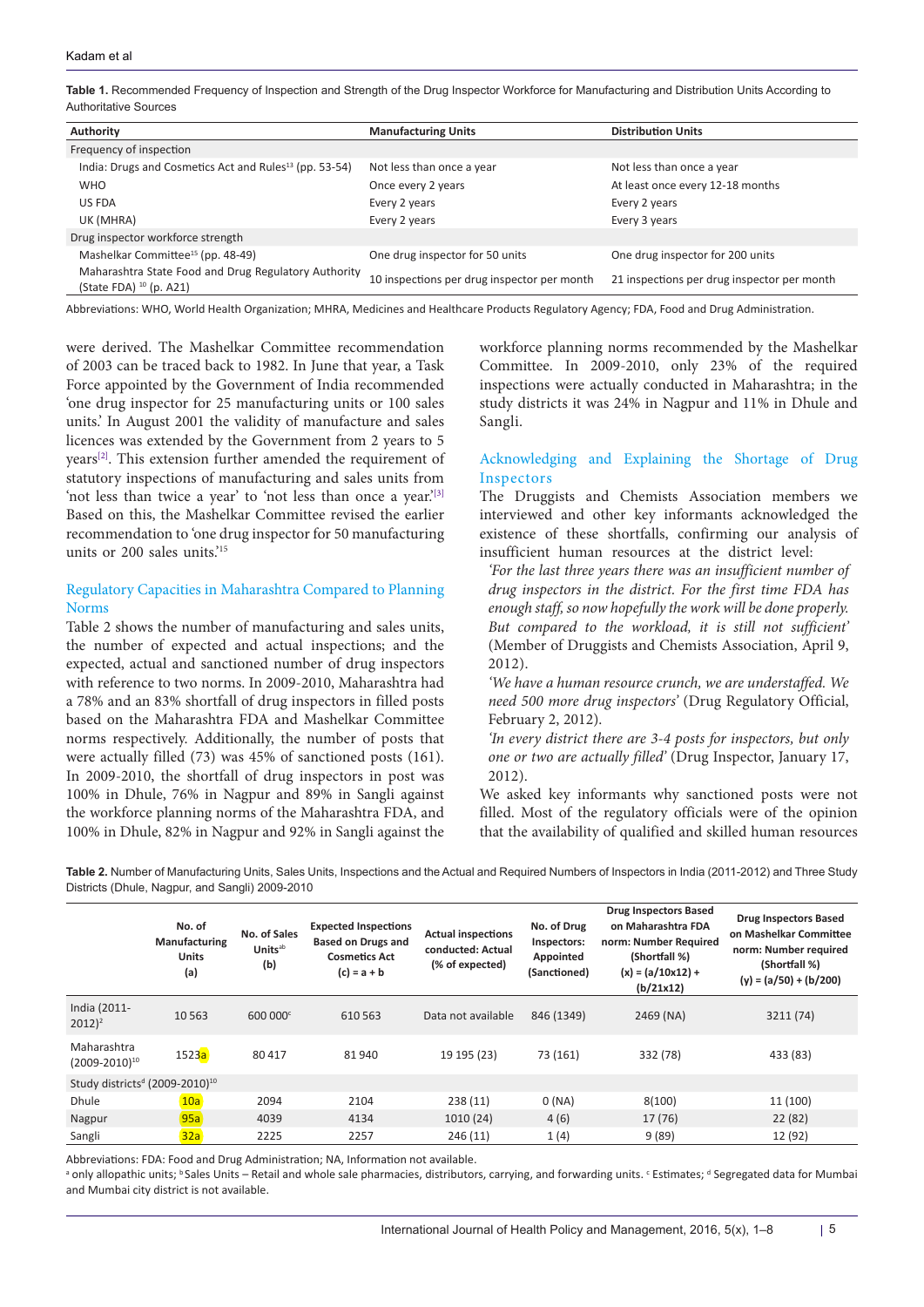**Table 1.** Recommended Frequency of Inspection and Strength of the Drug Inspector Workforce for Manufacturing and Distribution Units According to Authoritative Sources

| Authority | Manufacturing Units | Distribution Units |
|---|---|---|
| Frequency of inspection | | |
| India: Drugs and Cosmetics Act and Rules[13] (pp. 53-54) | Not less than once a year | Not less than once a year |
| WHO | Once every 2 years | At least once every 12-18 months |
| US FDA | Every 2 years | Every 2 years |
| UK (MHRA) | Every 2 years | Every 3 years |
| Drug inspector workforce strength | | |
| Mashelkar Committee[15] (pp. 48-49) | One drug inspector for 50 units | One drug inspector for 200 units |
| Maharashtra State Food and Drug Regulatory Authority (State FDA) [10] (p. A21) | 10 inspections per drug inspector per month | 21 inspections per drug inspector per month |

Abbreviations: WHO, World Health Organization; MHRA, Medicines and Healthcare Products Regulatory Agency; FDA, Food and Drug Administration.

were derived. The Mashelkar Committee recommendation of 2003 can be traced back to 1982. In June that year, a Task Force appointed by the Government of India recommended 'one drug inspector for 25 manufacturing units or 100 sales units.' In August 2001 the validity of manufacture and sales licences was extended by the Government from 2 years to 5 years[2]. This extension further amended the requirement of statutory inspections of manufacturing and sales units from 'not less than twice a year' to 'not less than once a year.'[3] Based on this, the Mashelkar Committee revised the earlier recommendation to 'one drug inspector for 50 manufacturing units or 200 sales units.'[15]

### Regulatory Capacities in Maharashtra Compared to Planning Norms

Table 2 shows the number of manufacturing and sales units, the number of expected and actual inspections; and the expected, actual and sanctioned number of drug inspectors with reference to two norms. In 2009-2010, Maharashtra had a 78% and an 83% shortfall of drug inspectors in filled posts based on the Maharashtra FDA and Mashelkar Committee norms respectively. Additionally, the number of posts that were actually filled (73) was 45% of sanctioned posts (161). In 2009-2010, the shortfall of drug inspectors in post was 100% in Dhule, 76% in Nagpur and 89% in Sangli against the workforce planning norms of the Maharashtra FDA, and 100% in Dhule, 82% in Nagpur and 92% in Sangli against the workforce planning norms recommended by the Mashelkar Committee. In 2009-2010, only 23% of the required inspections were actually conducted in Maharashtra; in the study districts it was 24% in Nagpur and 11% in Dhule and Sangli.

### Acknowledging and Explaining the Shortage of Drug Inspectors

The Druggists and Chemists Association members we interviewed and other key informants acknowledged the existence of these shortfalls, confirming our analysis of insufficient human resources at the district level:

*'For the last three years there was an insufficient number of drug inspectors in the district. For the first time FDA has enough staff, so now hopefully the work will be done properly. But compared to the workload, it is still not sufficient'* (Member of Druggists and Chemists Association, April 9, 2012).

*'We have a human resource crunch, we are understaffed. We need 500 more drug inspectors'* (Drug Regulatory Official, February 2, 2012).

*'In every district there are 3-4 posts for inspectors, but only one or two are actually filled'* (Drug Inspector, January 17, 2012).

We asked key informants why sanctioned posts were not filled. Most of the regulatory officials were of the opinion that the availability of qualified and skilled human resources

**Table 2.** Number of Manufacturing Units, Sales Units, Inspections and the Actual and Required Numbers of Inspectors in India (2011-2012) and Three Study Districts (Dhule, Nagpur, and Sangli) 2009-2010

| | No. of Manufacturing Units (a) | No. of Sales Units[ab] (b) | Expected Inspections Based on Drugs and Cosmetics Act (c) = a + b | Actual inspections conducted: Actual (% of expected) | No. of Drug Inspectors: Appointed (Sanctioned) | Drug Inspectors Based on Maharashtra FDA norm: Number Required (Shortfall %) (x) = (a/10x12) + (b/21x12) | Drug Inspectors Based on Mashelkar Committee norm: Number required (Shortfall %) (y) = (a/50) + (b/200) |
|---|---|---|---|---|---|---|---|
| India (2011-2012)[2] | 10 563 | 600 000[c] | 610 563 | Data not available | 846 (1349) | 2469 (NA) | 3211 (74) |
| Maharashtra (2009-2010)[10] | 1523a | 80 417 | 81 940 | 19 195 (23) | 73 (161) | 332 (78) | 433 (83) |
| Study districts[d] (2009-2010)[10] | | | | | | | |
| Dhule | 10a | 2094 | 2104 | 238 (11) | 0 (NA) | 8(100) | 11 (100) |
| Nagpur | 95a | 4039 | 4134 | 1010 (24) | 4 (6) | 17 (76) | 22 (82) |
| Sangli | 32a | 2225 | 2257 | 246 (11) | 1 (4) | 9 (89) | 12 (92) |

Abbreviations: FDA: Food and Drug Administration; NA, Information not available.

[a] only allopathic units; [b] Sales Units – Retail and whole sale pharmacies, distributors, carrying, and forwarding units. [c] Estimates; [d] Segregated data for Mumbai and Mumbai city district is not available.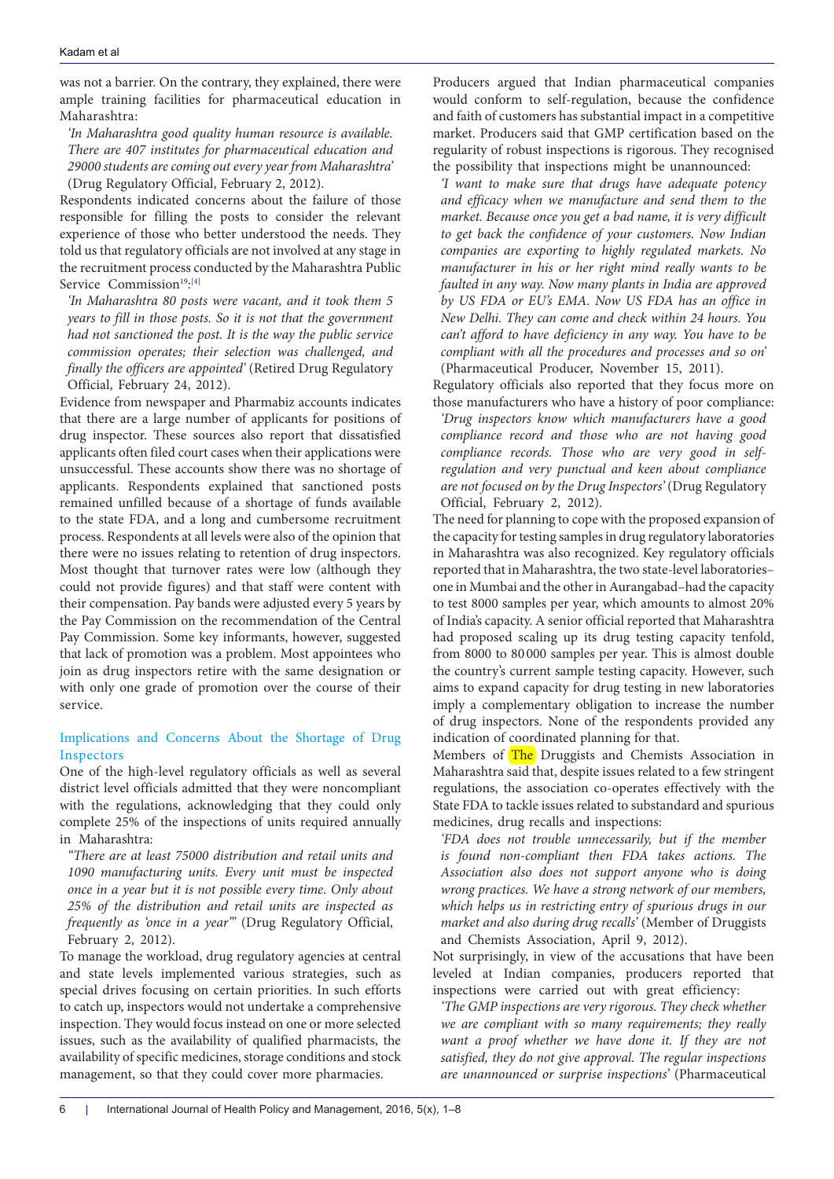was not a barrier. On the contrary, they explained, there were ample training facilities for pharmaceutical education in Maharashtra:

*'In Maharashtra good quality human resource is available. There are 407 institutes for pharmaceutical education and 29000 students are coming out every year from Maharashtra'* (Drug Regulatory Official, February 2, 2012).

Respondents indicated concerns about the failure of those responsible for filling the posts to consider the relevant experience of those who better understood the needs. They told us that regulatory officials are not involved at any stage in the recruitment process conducted by the Maharashtra Public Service Commission[19]:[4]

*'In Maharashtra 80 posts were vacant, and it took them 5 years to fill in those posts. So it is not that the government had not sanctioned the post. It is the way the public service commission operates; their selection was challenged, and finally the officers are appointed'* (Retired Drug Regulatory Official, February 24, 2012).

Evidence from newspaper and Pharmabiz accounts indicates that there are a large number of applicants for positions of drug inspector. These sources also report that dissatisfied applicants often filed court cases when their applications were unsuccessful. These accounts show there was no shortage of applicants. Respondents explained that sanctioned posts remained unfilled because of a shortage of funds available to the state FDA, and a long and cumbersome recruitment process. Respondents at all levels were also of the opinion that there were no issues relating to retention of drug inspectors. Most thought that turnover rates were low (although they could not provide figures) and that staff were content with their compensation. Pay bands were adjusted every 5 years by the Pay Commission on the recommendation of the Central Pay Commission. Some key informants, however, suggested that lack of promotion was a problem. Most appointees who join as drug inspectors retire with the same designation or with only one grade of promotion over the course of their service.

### Implications and Concerns About the Shortage of Drug Inspectors

One of the high-level regulatory officials as well as several district level officials admitted that they were noncompliant with the regulations, acknowledging that they could only complete 25% of the inspections of units required annually in Maharashtra:

*"There are at least 75000 distribution and retail units and 1090 manufacturing units. Every unit must be inspected once in a year but it is not possible every time. Only about 25% of the distribution and retail units are inspected as frequently as 'once in a year'"* (Drug Regulatory Official, February 2, 2012).

To manage the workload, drug regulatory agencies at central and state levels implemented various strategies, such as special drives focusing on certain priorities. In such efforts to catch up, inspectors would not undertake a comprehensive inspection. They would focus instead on one or more selected issues, such as the availability of qualified pharmacists, the availability of specific medicines, storage conditions and stock management, so that they could cover more pharmacies.

Producers argued that Indian pharmaceutical companies would conform to self-regulation, because the confidence and faith of customers has substantial impact in a competitive market. Producers said that GMP certification based on the regularity of robust inspections is rigorous. They recognised the possibility that inspections might be unannounced:

*'I want to make sure that drugs have adequate potency and efficacy when we manufacture and send them to the market. Because once you get a bad name, it is very difficult to get back the confidence of your customers. Now Indian companies are exporting to highly regulated markets. No manufacturer in his or her right mind really wants to be faulted in any way. Now many plants in India are approved by US FDA or EU's EMA. Now US FDA has an office in New Delhi. They can come and check within 24 hours. You can't afford to have deficiency in any way. You have to be compliant with all the procedures and processes and so on'* (Pharmaceutical Producer, November 15, 2011).

Regulatory officials also reported that they focus more on those manufacturers who have a history of poor compliance:

*'Drug inspectors know which manufacturers have a good compliance record and those who are not having good compliance records. Those who are very good in self-regulation and very punctual and keen about compliance are not focused on by the Drug Inspectors'* (Drug Regulatory Official, February 2, 2012).

The need for planning to cope with the proposed expansion of the capacity for testing samples in drug regulatory laboratories in Maharashtra was also recognized. Key regulatory officials reported that in Maharashtra, the two state-level laboratories–one in Mumbai and the other in Aurangabad–had the capacity to test 8000 samples per year, which amounts to almost 20% of India's capacity. A senior official reported that Maharashtra had proposed scaling up its drug testing capacity tenfold, from 8000 to 80 000 samples per year. This is almost double the country's current sample testing capacity. However, such aims to expand capacity for drug testing in new laboratories imply a complementary obligation to increase the number of drug inspectors. None of the respondents provided any indication of coordinated planning for that.

Members of The Druggists and Chemists Association in Maharashtra said that, despite issues related to a few stringent regulations, the association co-operates effectively with the State FDA to tackle issues related to substandard and spurious medicines, drug recalls and inspections:

*'FDA does not trouble unnecessarily, but if the member is found non-compliant then FDA takes actions. The Association also does not support anyone who is doing wrong practices. We have a strong network of our members, which helps us in restricting entry of spurious drugs in our market and also during drug recalls'* (Member of Druggists and Chemists Association, April 9, 2012).

Not surprisingly, in view of the accusations that have been leveled at Indian companies, producers reported that inspections were carried out with great efficiency:

*'The GMP inspections are very rigorous. They check whether we are compliant with so many requirements; they really want a proof whether we have done it. If they are not satisfied, they do not give approval. The regular inspections are unannounced or surprise inspections'* (Pharmaceutical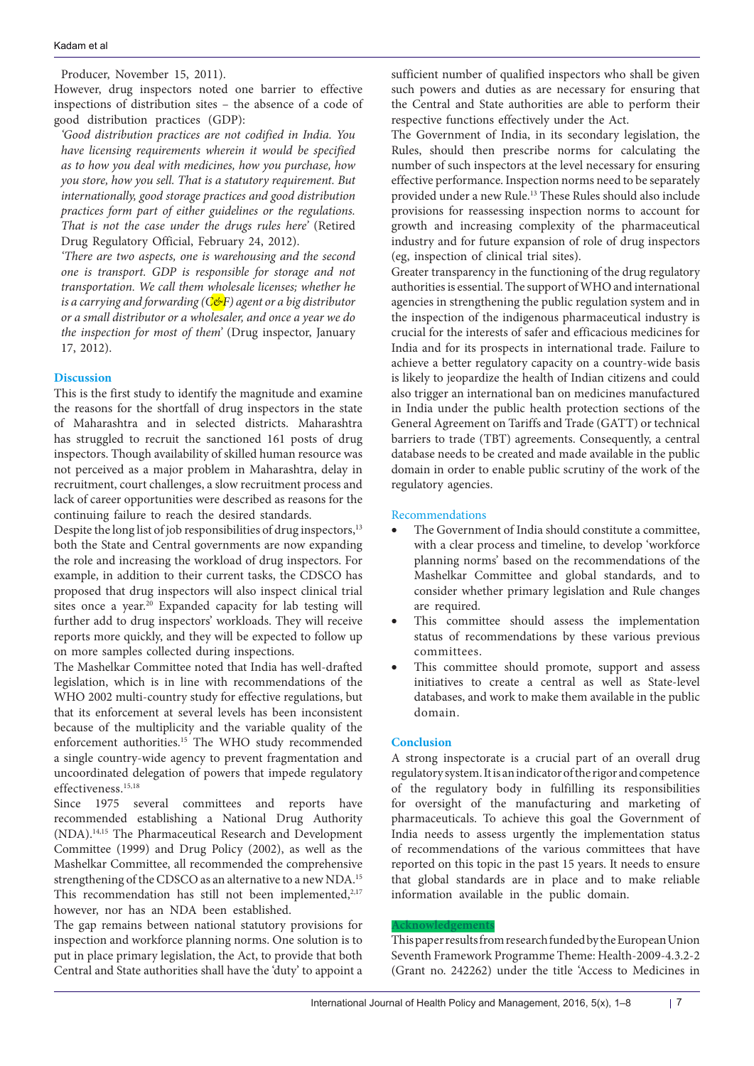Producer, November 15, 2011).

However, drug inspectors noted one barrier to effective inspections of distribution sites – the absence of a code of good distribution practices (GDP):

*'Good distribution practices are not codified in India. You have licensing requirements wherein it would be specified as to how you deal with medicines, how you purchase, how you store, how you sell. That is a statutory requirement. But internationally, good storage practices and good distribution practices form part of either guidelines or the regulations. That is not the case under the drugs rules here'* (Retired Drug Regulatory Official, February 24, 2012).

*'There are two aspects, one is warehousing and the second one is transport. GDP is responsible for storage and not transportation. We call them wholesale licenses; whether he is a carrying and forwarding (C&F) agent or a big distributor or a small distributor or a wholesaler, and once a year we do the inspection for most of them'* (Drug inspector, January 17, 2012).

## Discussion

This is the first study to identify the magnitude and examine the reasons for the shortfall of drug inspectors in the state of Maharashtra and in selected districts. Maharashtra has struggled to recruit the sanctioned 161 posts of drug inspectors. Though availability of skilled human resource was not perceived as a major problem in Maharashtra, delay in recruitment, court challenges, a slow recruitment process and lack of career opportunities were described as reasons for the continuing failure to reach the desired standards.

Despite the long list of job responsibilities of drug inspectors,[13] both the State and Central governments are now expanding the role and increasing the workload of drug inspectors. For example, in addition to their current tasks, the CDSCO has proposed that drug inspectors will also inspect clinical trial sites once a year.[20] Expanded capacity for lab testing will further add to drug inspectors' workloads. They will receive reports more quickly, and they will be expected to follow up on more samples collected during inspections.

The Mashelkar Committee noted that India has well-drafted legislation, which is in line with recommendations of the WHO 2002 multi-country study for effective regulations, but that its enforcement at several levels has been inconsistent because of the multiplicity and the variable quality of the enforcement authorities.[15] The WHO study recommended a single country-wide agency to prevent fragmentation and uncoordinated delegation of powers that impede regulatory effectiveness.[15,18]

Since 1975 several committees and reports have recommended establishing a National Drug Authority (NDA).[14,15] The Pharmaceutical Research and Development Committee (1999) and Drug Policy (2002), as well as the Mashelkar Committee, all recommended the comprehensive strengthening of the CDSCO as an alternative to a new NDA.[15] This recommendation has still not been implemented,[2,17] however, nor has an NDA been established.

The gap remains between national statutory provisions for inspection and workforce planning norms. One solution is to put in place primary legislation, the Act, to provide that both Central and State authorities shall have the 'duty' to appoint a sufficient number of qualified inspectors who shall be given such powers and duties as are necessary for ensuring that the Central and State authorities are able to perform their respective functions effectively under the Act.

The Government of India, in its secondary legislation, the Rules, should then prescribe norms for calculating the number of such inspectors at the level necessary for ensuring effective performance. Inspection norms need to be separately provided under a new Rule.[13] These Rules should also include provisions for reassessing inspection norms to account for growth and increasing complexity of the pharmaceutical industry and for future expansion of role of drug inspectors (eg, inspection of clinical trial sites).

Greater transparency in the functioning of the drug regulatory authorities is essential. The support of WHO and international agencies in strengthening the public regulation system and in the inspection of the indigenous pharmaceutical industry is crucial for the interests of safer and efficacious medicines for India and for its prospects in international trade. Failure to achieve a better regulatory capacity on a country-wide basis is likely to jeopardize the health of Indian citizens and could also trigger an international ban on medicines manufactured in India under the public health protection sections of the General Agreement on Tariffs and Trade (GATT) or technical barriers to trade (TBT) agreements. Consequently, a central database needs to be created and made available in the public domain in order to enable public scrutiny of the work of the regulatory agencies.

### Recommendations

- The Government of India should constitute a committee, with a clear process and timeline, to develop 'workforce planning norms' based on the recommendations of the Mashelkar Committee and global standards, and to consider whether primary legislation and Rule changes are required.
- This committee should assess the implementation status of recommendations by these various previous committees.
- This committee should promote, support and assess initiatives to create a central as well as State-level databases, and work to make them available in the public domain.

## Conclusion

A strong inspectorate is a crucial part of an overall drug regulatory system. It is an indicator of the rigor and competence of the regulatory body in fulfilling its responsibilities for oversight of the manufacturing and marketing of pharmaceuticals. To achieve this goal the Government of India needs to assess urgently the implementation status of recommendations of the various committees that have reported on this topic in the past 15 years. It needs to ensure that global standards are in place and to make reliable information available in the public domain.

## Acknowledgements

This paper results from research funded by the European Union Seventh Framework Programme Theme: Health-2009-4.3.2-2 (Grant no. 242262) under the title 'Access to Medicines in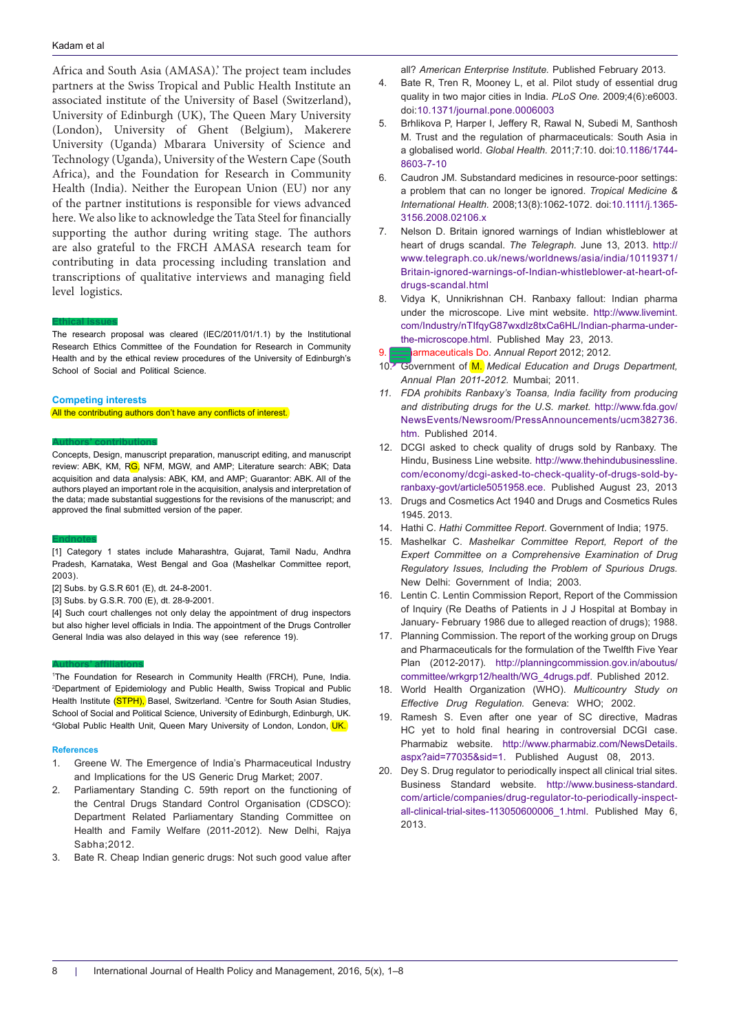Africa and South Asia (AMASA).' The project team includes partners at the Swiss Tropical and Public Health Institute an associated institute of the University of Basel (Switzerland), University of Edinburgh (UK), The Queen Mary University (London), University of Ghent (Belgium), Makerere University (Uganda) Mbarara University of Science and Technology (Uganda), University of the Western Cape (South Africa), and the Foundation for Research in Community Health (India). Neither the European Union (EU) nor any of the partner institutions is responsible for views advanced here. We also like to acknowledge the Tata Steel for financially supporting the author during writing stage. The authors are also grateful to the FRCH AMASA research team for contributing in data processing including translation and transcriptions of qualitative interviews and managing field level logistics.

### Ethical issues

The research proposal was cleared (IEC/2011/01/1.1) by the Institutional Research Ethics Committee of the Foundation for Research in Community Health and by the ethical review procedures of the University of Edinburgh's School of Social and Political Science.

### Competing interests

All the contributing authors don't have any conflicts of interest.

### Authors' contributions

Concepts, Design, manuscript preparation, manuscript editing, and manuscript review: ABK, KM, RG, NFM, MGW, and AMP; Literature search: ABK; Data acquisition and data analysis: ABK, KM, and AMP; Guarantor: ABK. All of the authors played an important role in the acquisition, analysis and interpretation of the data; made substantial suggestions for the revisions of the manuscript; and approved the final submitted version of the paper.

### Endnotes

[1] Category 1 states include Maharashtra, Gujarat, Tamil Nadu, Andhra Pradesh, Karnataka, West Bengal and Goa (Mashelkar Committee report, 2003).

[2] Subs. by G.S.R 601 (E), dt. 24-8-2001.

[3] Subs. by G.S.R. 700 (E), dt. 28-9-2001.

[4] Such court challenges not only delay the appointment of drug inspectors but also higher level officials in India. The appointment of the Drugs Controller General India was also delayed in this way (see reference 19).

### Authors' affiliations

[1]The Foundation for Research in Community Health (FRCH), Pune, India. [2]Department of Epidemiology and Public Health, Swiss Tropical and Public Health Institute (STPH), Basel, Switzerland. [3]Centre for South Asian Studies, School of Social and Political Science, University of Edinburgh, Edinburgh, UK. [4]Global Public Health Unit, Queen Mary University of London, London, UK.

### References

1. Greene W. The Emergence of India's Pharmaceutical Industry and Implications for the US Generic Drug Market; 2007.
2. Parliamentary Standing C. 59th report on the functioning of the Central Drugs Standard Control Organisation (CDSCO): Department Related Parliamentary Standing Committee on Health and Family Welfare (2011-2012). New Delhi, Rajya Sabha;2012.
3. Bate R. Cheap Indian generic drugs: Not such good value after all? *American Enterprise Institute.* Published February 2013.
4. Bate R, Tren R, Mooney L, et al. Pilot study of essential drug quality in two major cities in India. *PLoS One.* 2009;4(6):e6003. doi:10.1371/journal.pone.0006003
5. Brhlikova P, Harper I, Jeffery R, Rawal N, Subedi M, Santhosh M. Trust and the regulation of pharmaceuticals: South Asia in a globalised world. *Global Health.* 2011;7:10. doi:10.1186/1744-8603-7-10
6. Caudron JM. Substandard medicines in resource-poor settings: a problem that can no longer be ignored. *Tropical Medicine & International Health.* 2008;13(8):1062-1072. doi:10.1111/j.1365-3156.2008.02106.x
7. Nelson D. Britain ignored warnings of Indian whistleblower at heart of drugs scandal. *The Telegraph.* June 13, 2013. http://www.telegraph.co.uk/news/worldnews/asia/india/10119371/Britain-ignored-warnings-of-Indian-whistleblower-at-heart-of-drugs-scandal.html
8. Vidya K, Unnikrishnan CH. Ranbaxy fallout: Indian pharma under the microscope. Live mint website. http://www.livemint.com/Industry/nTIfqyG87wxdlz8txCa6HL/Indian-pharma-under-the-microscope.html. Published May 23, 2013.
9. armaceuticals Do. *Annual Report* 2012; 2012.
10. Government of M. *Medical Education and Drugs Department, Annual Plan 2011-2012.* Mumbai; 2011.
11. *FDA prohibits Ranbaxy's Toansa, India facility from producing and distributing drugs for the U.S. market.* http://www.fda.gov/NewsEvents/Newsroom/PressAnnouncements/ucm382736.htm. Published 2014.
12. DCGI asked to check quality of drugs sold by Ranbaxy. The Hindu, Business Line website. http://www.thehindubusinessline.com/economy/dcgi-asked-to-check-quality-of-drugs-sold-by-ranbaxy-govt/article5051958.ece. Published August 23, 2013
13. Drugs and Cosmetics Act 1940 and Drugs and Cosmetics Rules 1945. 2013.
14. Hathi C. *Hathi Committee Report*. Government of India; 1975.
15. Mashelkar C. *Mashelkar Committee Report, Report of the Expert Committee on a Comprehensive Examination of Drug Regulatory Issues, Including the Problem of Spurious Drugs.* New Delhi: Government of India; 2003.
16. Lentin C. Lentin Commission Report, Report of the Commission of Inquiry (Re Deaths of Patients in J J Hospital at Bombay in January- February 1986 due to alleged reaction of drugs); 1988.
17. Planning Commission. The report of the working group on Drugs and Pharmaceuticals for the formulation of the Twelfth Five Year Plan (2012-2017). http://planningcommission.gov.in/aboutus/committee/wrkgrp12/health/WG_4drugs.pdf. Published 2012.
18. World Health Organization (WHO). *Multicountry Study on Effective Drug Regulation.* Geneva: WHO; 2002.
19. Ramesh S. Even after one year of SC directive, Madras HC yet to hold final hearing in controversial DCGI case. Pharmabiz website. http://www.pharmabiz.com/NewsDetails.aspx?aid=77035&sid=1. Published August 08, 2013.
20. Dey S. Drug regulator to periodically inspect all clinical trial sites. Business Standard website. http://www.business-standard.com/article/companies/drug-regulator-to-periodically-inspect-all-clinical-trial-sites-113050600006_1.html. Published May 6, 2013.